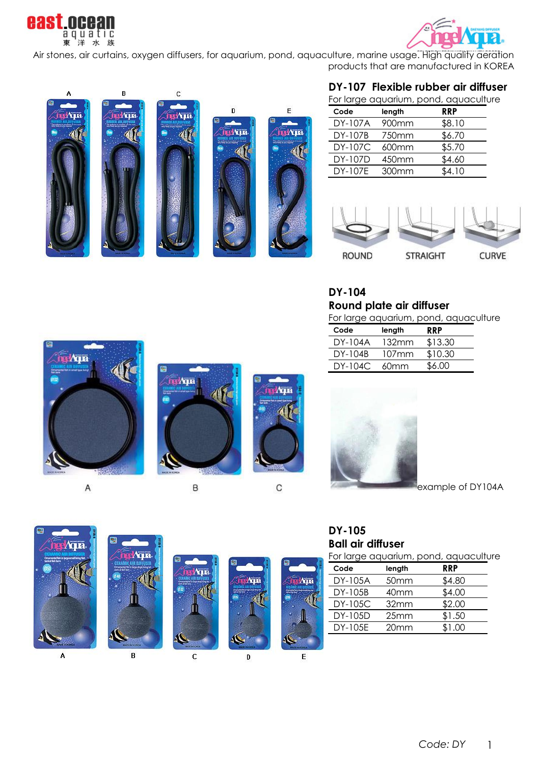east.ocean aquatic 東洋水族

Air stones, air curtains, oxygen diffusers, for aquarium, pond, aquaculture, marine usage. High quality aeration products that are manufactured in KOREA

## DY-107 Flexible rubber air diffuser

For large aquarium, pond, aquaculture

| Code | length | RRP |
|---|---|---|
| DY-107A | 900mm | $8.10 |
| DY-107B | 750mm | $6.70 |
| DY-107C | 600mm | $5.70 |
| DY-107D | 450mm | $4.60 |
| DY-107E | 300mm | $4.10 |

ROUND STRAIGHT CURVE

## DY-104
## Round plate air diffuser

For large aquarium, pond, aquaculture

| Code | length | RRP |
|---|---|---|
| DY-104A | 132mm | $13.30 |
| DY-104B | 107mm | $10.30 |
| DY-104C | 60mm | $6.00 |

example of DY104A

## DY-105
## Ball air diffuser

For large aquarium, pond, aquaculture

| Code | length | RRP |
|---|---|---|
| DY-105A | 50mm | $4.80 |
| DY-105B | 40mm | $4.00 |
| DY-105C | 32mm | $2.00 |
| DY-105D | 25mm | $1.50 |
| DY-105E | 20mm | $1.00 |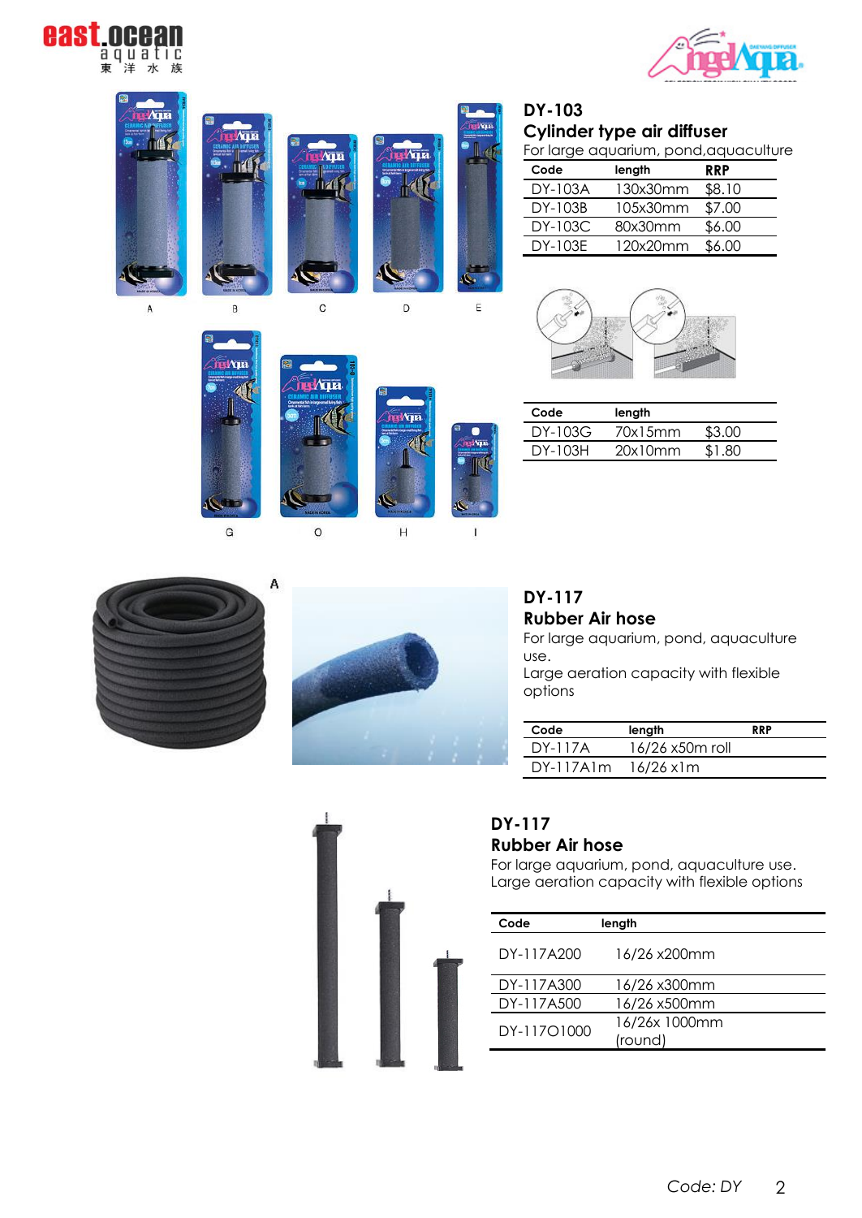## DY-103

### Cylinder type air diffuser

For large aquarium, pond,aquaculture

| Code | length | RRP |
|---|---|---|
| DY-103A | 130x30mm | $8.10 |
| DY-103B | 105x30mm | $7.00 |
| DY-103C | 80x30mm | $6.00 |
| DY-103E | 120x20mm | $6.00 |

A B C D E

G O H I

| Code | length | |
|---|---|---|
| DY-103G | 70x15mm | $3.00 |
| DY-103H | 20x10mm | $1.80 |

A

## DY-117

### Rubber Air hose

For large aquarium, pond, aquaculture use.
Large aeration capacity with flexible options

| Code | length | RRP |
|---|---|---|
| DY-117A | 16/26 x50m roll | |
| DY-117A1m | 16/26 x1m | |

## DY-117

### Rubber Air hose

For large aquarium, pond, aquaculture use.
Large aeration capacity with flexible options

| Code | length |
|---|---|
| DY-117A200 | 16/26 x200mm |
| DY-117A300 | 16/26 x300mm |
| DY-117A500 | 16/26 x500mm |
| DY-117O1000 | 16/26x 1000mm (round) |

Code: DY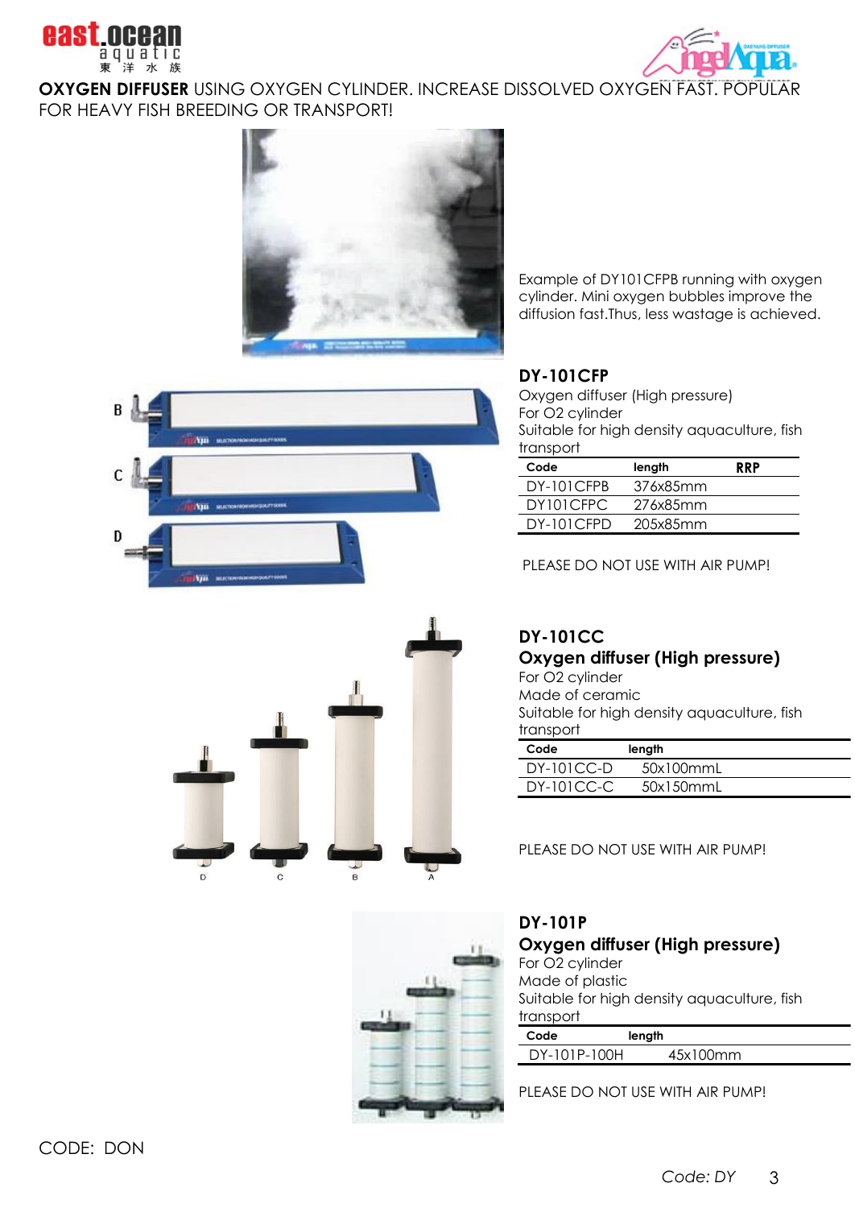**OXYGEN DIFFUSER** USING OXYGEN CYLINDER. INCREASE DISSOLVED OXYGEN FAST. POPULAR FOR HEAVY FISH BREEDING OR TRANSPORT!

Example of DY101CFPB running with oxygen cylinder. Mini oxygen bubbles improve the diffusion fast.Thus, less wastage is achieved.

B

C

D

## DY-101CFP

Oxygen diffuser (High pressure)
For O2 cylinder
Suitable for high density aquaculture, fish transport

| Code | length | RRP |
|---|---|---|
| DY-101CFPB | 376x85mm | |
| DY101CFPC | 276x85mm | |
| DY-101CFPD | 205x85mm | |

PLEASE DO NOT USE WITH AIR PUMP!

D C B A

## DY-101CC

**Oxygen diffuser (High pressure)**
For O2 cylinder
Made of ceramic
Suitable for high density aquaculture, fish transport

| Code | length |
|---|---|
| DY-101CC-D | 50x100mmL |
| DY-101CC-C | 50x150mmL |

PLEASE DO NOT USE WITH AIR PUMP!

## DY-101P

**Oxygen diffuser (High pressure)**
For O2 cylinder
Made of plastic
Suitable for high density aquaculture, fish transport

| Code | length |
|---|---|
| DY-101P-100H | 45x100mm |

PLEASE DO NOT USE WITH AIR PUMP!

CODE: DON

*Code: DY*